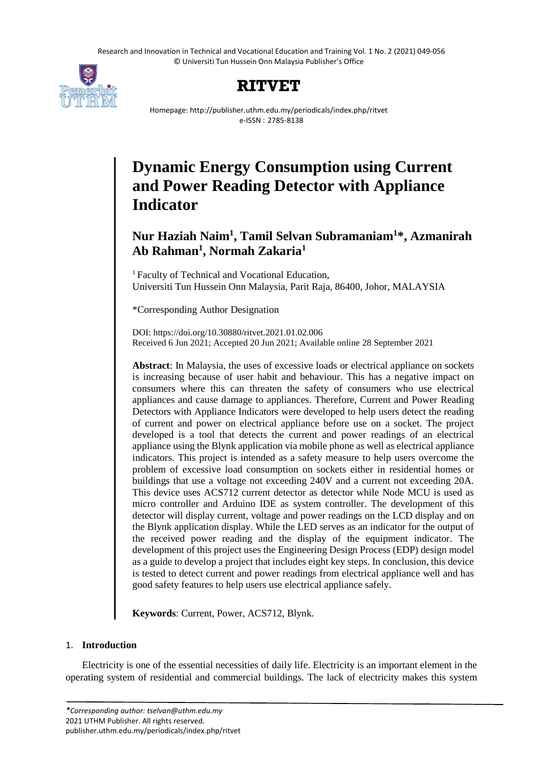# Dynamic Energy Consumption using Current and Power Reading Detector with Appliance Indicator

**Nur Haziah Naim[1], Tamil Selvan Subramaniam[1]*, Azmanirah Ab Rahman[1], Normah Zakaria[1]**

[1] Faculty of Technical and Vocational Education, Universiti Tun Hussein Onn Malaysia, Parit Raja, 86400, Johor, MALAYSIA

*Corresponding Author Designation

DOI: https://doi.org/10.30880/ritvet.2021.01.02.006
Received 6 Jun 2021; Accepted 20 Jun 2021; Available online 28 September 2021

**Abstract**: In Malaysia, the uses of excessive loads or electrical appliance on sockets is increasing because of user habit and behaviour. This has a negative impact on consumers where this can threaten the safety of consumers who use electrical appliances and cause damage to appliances. Therefore, Current and Power Reading Detectors with Appliance Indicators were developed to help users detect the reading of current and power on electrical appliance before use on a socket. The project developed is a tool that detects the current and power readings of an electrical appliance using the Blynk application via mobile phone as well as electrical appliance indicators. This project is intended as a safety measure to help users overcome the problem of excessive load consumption on sockets either in residential homes or buildings that use a voltage not exceeding 240V and a current not exceeding 20A. This device uses ACS712 current detector as detector while Node MCU is used as micro controller and Arduino IDE as system controller. The development of this detector will display current, voltage and power readings on the LCD display and on the Blynk application display. While the LED serves as an indicator for the output of the received power reading and the display of the equipment indicator. The development of this project uses the Engineering Design Process (EDP) design model as a guide to develop a project that includes eight key steps. In conclusion, this device is tested to detect current and power readings from electrical appliance well and has good safety features to help users use electrical appliance safely.

**Keywords**: Current, Power, ACS712, Blynk.

## 1. Introduction

Electricity is one of the essential necessities of daily life. Electricity is an important element in the operating system of residential and commercial buildings. The lack of electricity makes this system

*Corresponding author: tselvan@uthm.edu.my
2021 UTHM Publisher. All rights reserved.
publisher.uthm.edu.my/periodicals/index.php/ritvet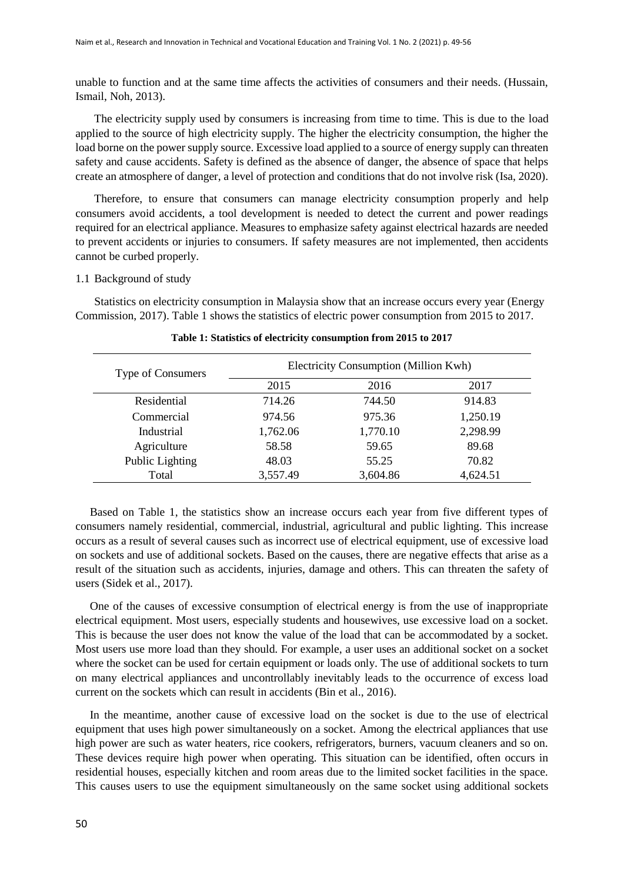unable to function and at the same time affects the activities of consumers and their needs. (Hussain, Ismail, Noh, 2013).

The electricity supply used by consumers is increasing from time to time. This is due to the load applied to the source of high electricity supply. The higher the electricity consumption, the higher the load borne on the power supply source. Excessive load applied to a source of energy supply can threaten safety and cause accidents. Safety is defined as the absence of danger, the absence of space that helps create an atmosphere of danger, a level of protection and conditions that do not involve risk (Isa, 2020).

Therefore, to ensure that consumers can manage electricity consumption properly and help consumers avoid accidents, a tool development is needed to detect the current and power readings required for an electrical appliance. Measures to emphasize safety against electrical hazards are needed to prevent accidents or injuries to consumers. If safety measures are not implemented, then accidents cannot be curbed properly.

## 1.1 Background of study

Statistics on electricity consumption in Malaysia show that an increase occurs every year (Energy Commission, 2017). Table 1 shows the statistics of electric power consumption from 2015 to 2017.

**Table 1: Statistics of electricity consumption from 2015 to 2017**

| Type of Consumers | Electricity Consumption (Million Kwh) | | |
|---|---|---|---|
| | 2015 | 2016 | 2017 |
| Residential | 714.26 | 744.50 | 914.83 |
| Commercial | 974.56 | 975.36 | 1,250.19 |
| Industrial | 1,762.06 | 1,770.10 | 2,298.99 |
| Agriculture | 58.58 | 59.65 | 89.68 |
| Public Lighting | 48.03 | 55.25 | 70.82 |
| Total | 3,557.49 | 3,604.86 | 4,624.51 |

Based on Table 1, the statistics show an increase occurs each year from five different types of consumers namely residential, commercial, industrial, agricultural and public lighting. This increase occurs as a result of several causes such as incorrect use of electrical equipment, use of excessive load on sockets and use of additional sockets. Based on the causes, there are negative effects that arise as a result of the situation such as accidents, injuries, damage and others. This can threaten the safety of users (Sidek et al., 2017).

One of the causes of excessive consumption of electrical energy is from the use of inappropriate electrical equipment. Most users, especially students and housewives, use excessive load on a socket. This is because the user does not know the value of the load that can be accommodated by a socket. Most users use more load than they should. For example, a user uses an additional socket on a socket where the socket can be used for certain equipment or loads only. The use of additional sockets to turn on many electrical appliances and uncontrollably inevitably leads to the occurrence of excess load current on the sockets which can result in accidents (Bin et al., 2016).

In the meantime, another cause of excessive load on the socket is due to the use of electrical equipment that uses high power simultaneously on a socket. Among the electrical appliances that use high power are such as water heaters, rice cookers, refrigerators, burners, vacuum cleaners and so on. These devices require high power when operating. This situation can be identified, often occurs in residential houses, especially kitchen and room areas due to the limited socket facilities in the space. This causes users to use the equipment simultaneously on the same socket using additional sockets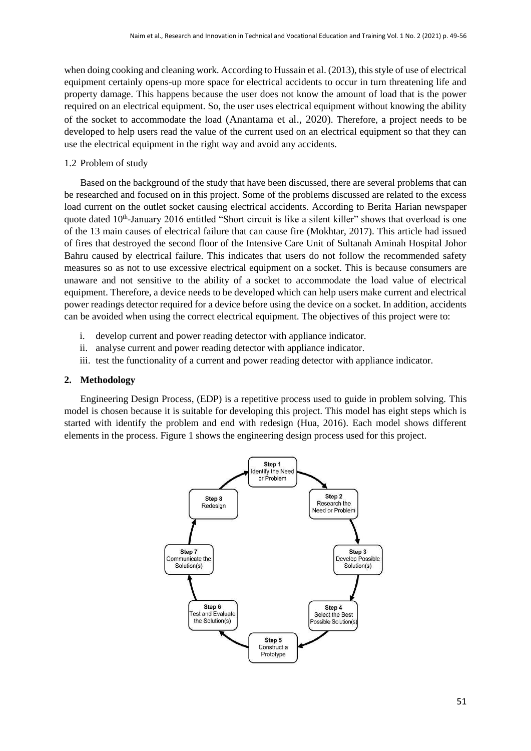when doing cooking and cleaning work. According to Hussain et al. (2013), this style of use of electrical equipment certainly opens-up more space for electrical accidents to occur in turn threatening life and property damage. This happens because the user does not know the amount of load that is the power required on an electrical equipment. So, the user uses electrical equipment without knowing the ability of the socket to accommodate the load (Anantama et al., 2020). Therefore, a project needs to be developed to help users read the value of the current used on an electrical equipment so that they can use the electrical equipment in the right way and avoid any accidents.

### 1.2 Problem of study

Based on the background of the study that have been discussed, there are several problems that can be researched and focused on in this project. Some of the problems discussed are related to the excess load current on the outlet socket causing electrical accidents. According to Berita Harian newspaper quote dated 10th-January 2016 entitled "Short circuit is like a silent killer" shows that overload is one of the 13 main causes of electrical failure that can cause fire (Mokhtar, 2017). This article had issued of fires that destroyed the second floor of the Intensive Care Unit of Sultanah Aminah Hospital Johor Bahru caused by electrical failure. This indicates that users do not follow the recommended safety measures so as not to use excessive electrical equipment on a socket. This is because consumers are unaware and not sensitive to the ability of a socket to accommodate the load value of electrical equipment. Therefore, a device needs to be developed which can help users make current and electrical power readings detector required for a device before using the device on a socket. In addition, accidents can be avoided when using the correct electrical equipment. The objectives of this project were to:

i. develop current and power reading detector with appliance indicator.
ii. analyse current and power reading detector with appliance indicator.
iii. test the functionality of a current and power reading detector with appliance indicator.

## 2. Methodology

Engineering Design Process, (EDP) is a repetitive process used to guide in problem solving. This model is chosen because it is suitable for developing this project. This model has eight steps which is started with identify the problem and end with redesign (Hua, 2016). Each model shows different elements in the process. Figure 1 shows the engineering design process used for this project.

Step 1 Identify the Need or Problem → Step 2 Research the Need or Problem → Step 3 Develop Possible Solution(s) → Step 4 Select the Best Possible Solution(s) → Step 5 Construct a Prototype → Step 6 Test and Evaluate the Solution(s) → Step 7 Communicate the Solution(s) → Step 8 Redesign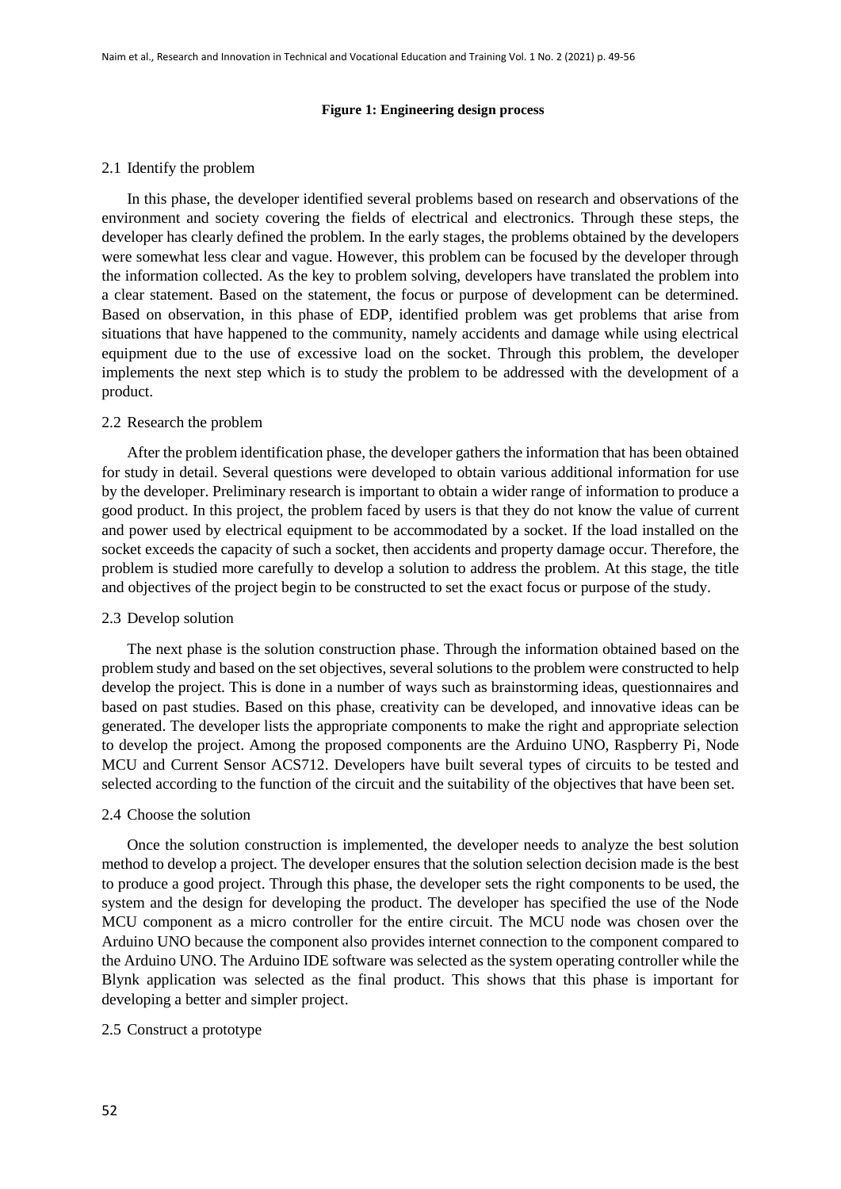**Figure 1: Engineering design process**

### 2.1 Identify the problem

In this phase, the developer identified several problems based on research and observations of the environment and society covering the fields of electrical and electronics. Through these steps, the developer has clearly defined the problem. In the early stages, the problems obtained by the developers were somewhat less clear and vague. However, this problem can be focused by the developer through the information collected. As the key to problem solving, developers have translated the problem into a clear statement. Based on the statement, the focus or purpose of development can be determined. Based on observation, in this phase of EDP, identified problem was get problems that arise from situations that have happened to the community, namely accidents and damage while using electrical equipment due to the use of excessive load on the socket. Through this problem, the developer implements the next step which is to study the problem to be addressed with the development of a product.

### 2.2 Research the problem

After the problem identification phase, the developer gathers the information that has been obtained for study in detail. Several questions were developed to obtain various additional information for use by the developer. Preliminary research is important to obtain a wider range of information to produce a good product. In this project, the problem faced by users is that they do not know the value of current and power used by electrical equipment to be accommodated by a socket. If the load installed on the socket exceeds the capacity of such a socket, then accidents and property damage occur. Therefore, the problem is studied more carefully to develop a solution to address the problem. At this stage, the title and objectives of the project begin to be constructed to set the exact focus or purpose of the study.

### 2.3 Develop solution

The next phase is the solution construction phase. Through the information obtained based on the problem study and based on the set objectives, several solutions to the problem were constructed to help develop the project. This is done in a number of ways such as brainstorming ideas, questionnaires and based on past studies. Based on this phase, creativity can be developed, and innovative ideas can be generated. The developer lists the appropriate components to make the right and appropriate selection to develop the project. Among the proposed components are the Arduino UNO, Raspberry Pi, Node MCU and Current Sensor ACS712. Developers have built several types of circuits to be tested and selected according to the function of the circuit and the suitability of the objectives that have been set.

### 2.4 Choose the solution

Once the solution construction is implemented, the developer needs to analyze the best solution method to develop a project. The developer ensures that the solution selection decision made is the best to produce a good project. Through this phase, the developer sets the right components to be used, the system and the design for developing the product. The developer has specified the use of the Node MCU component as a micro controller for the entire circuit. The MCU node was chosen over the Arduino UNO because the component also provides internet connection to the component compared to the Arduino UNO. The Arduino IDE software was selected as the system operating controller while the Blynk application was selected as the final product. This shows that this phase is important for developing a better and simpler project.

### 2.5 Construct a prototype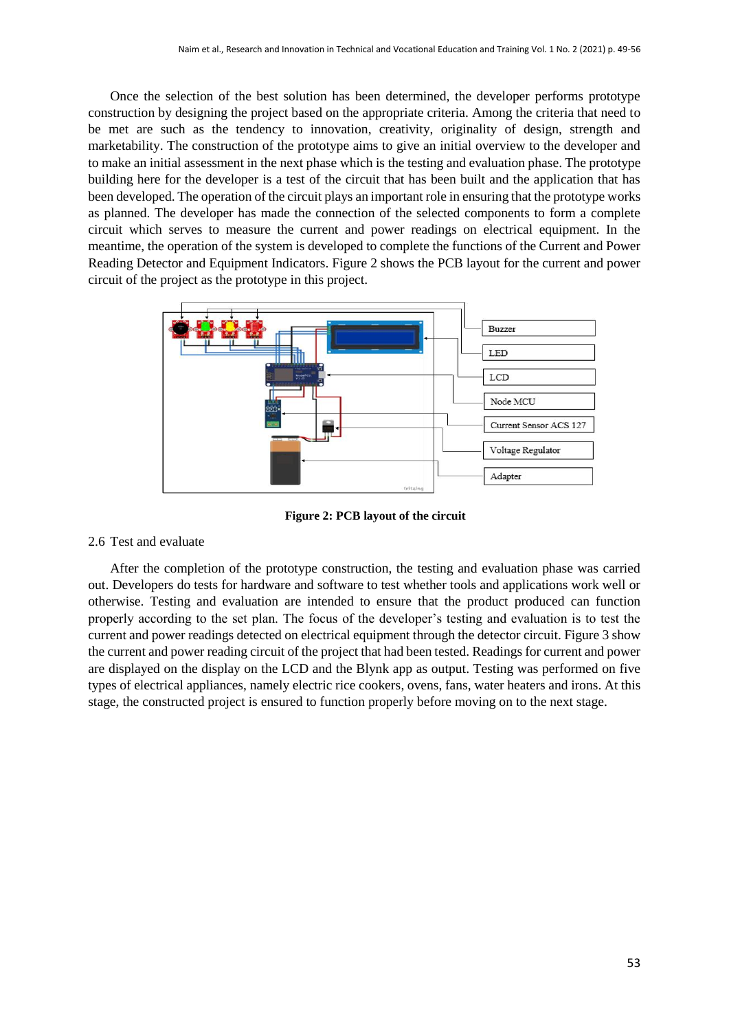Once the selection of the best solution has been determined, the developer performs prototype construction by designing the project based on the appropriate criteria. Among the criteria that need to be met are such as the tendency to innovation, creativity, originality of design, strength and marketability. The construction of the prototype aims to give an initial overview to the developer and to make an initial assessment in the next phase which is the testing and evaluation phase. The prototype building here for the developer is a test of the circuit that has been built and the application that has been developed. The operation of the circuit plays an important role in ensuring that the prototype works as planned. The developer has made the connection of the selected components to form a complete circuit which serves to measure the current and power readings on electrical equipment. In the meantime, the operation of the system is developed to complete the functions of the Current and Power Reading Detector and Equipment Indicators. Figure 2 shows the PCB layout for the current and power circuit of the project as the prototype in this project.

**Figure 2: PCB layout of the circuit**

2.6 Test and evaluate

After the completion of the prototype construction, the testing and evaluation phase was carried out. Developers do tests for hardware and software to test whether tools and applications work well or otherwise. Testing and evaluation are intended to ensure that the product produced can function properly according to the set plan. The focus of the developer's testing and evaluation is to test the current and power readings detected on electrical equipment through the detector circuit. Figure 3 show the current and power reading circuit of the project that had been tested. Readings for current and power are displayed on the display on the LCD and the Blynk app as output. Testing was performed on five types of electrical appliances, namely electric rice cookers, ovens, fans, water heaters and irons. At this stage, the constructed project is ensured to function properly before moving on to the next stage.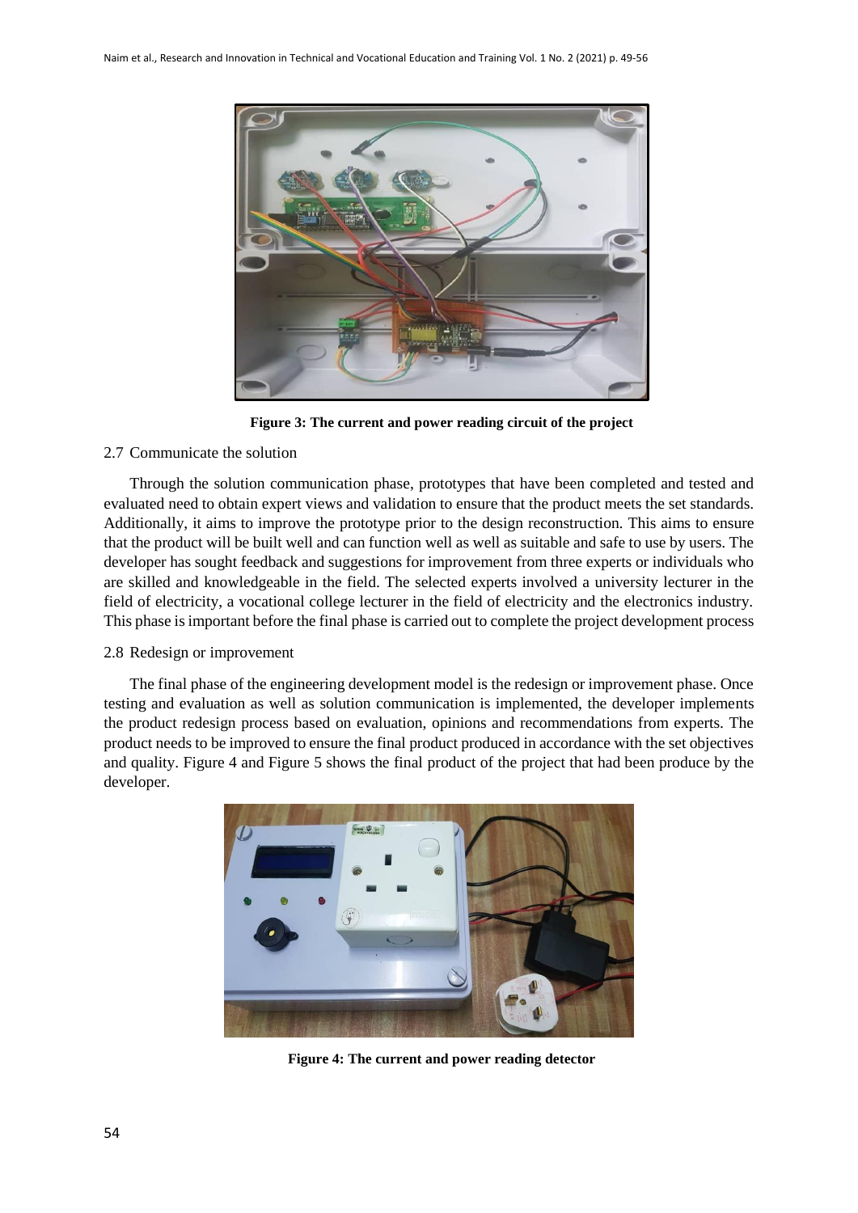Figure 3: The current and power reading circuit of the project

### 2.7 Communicate the solution

Through the solution communication phase, prototypes that have been completed and tested and evaluated need to obtain expert views and validation to ensure that the product meets the set standards. Additionally, it aims to improve the prototype prior to the design reconstruction. This aims to ensure that the product will be built well and can function well as well as suitable and safe to use by users. The developer has sought feedback and suggestions for improvement from three experts or individuals who are skilled and knowledgeable in the field. The selected experts involved a university lecturer in the field of electricity, a vocational college lecturer in the field of electricity and the electronics industry. This phase is important before the final phase is carried out to complete the project development process

### 2.8 Redesign or improvement

The final phase of the engineering development model is the redesign or improvement phase. Once testing and evaluation as well as solution communication is implemented, the developer implements the product redesign process based on evaluation, opinions and recommendations from experts. The product needs to be improved to ensure the final product produced in accordance with the set objectives and quality. Figure 4 and Figure 5 shows the final product of the project that had been produce by the developer.

Figure 4: The current and power reading detector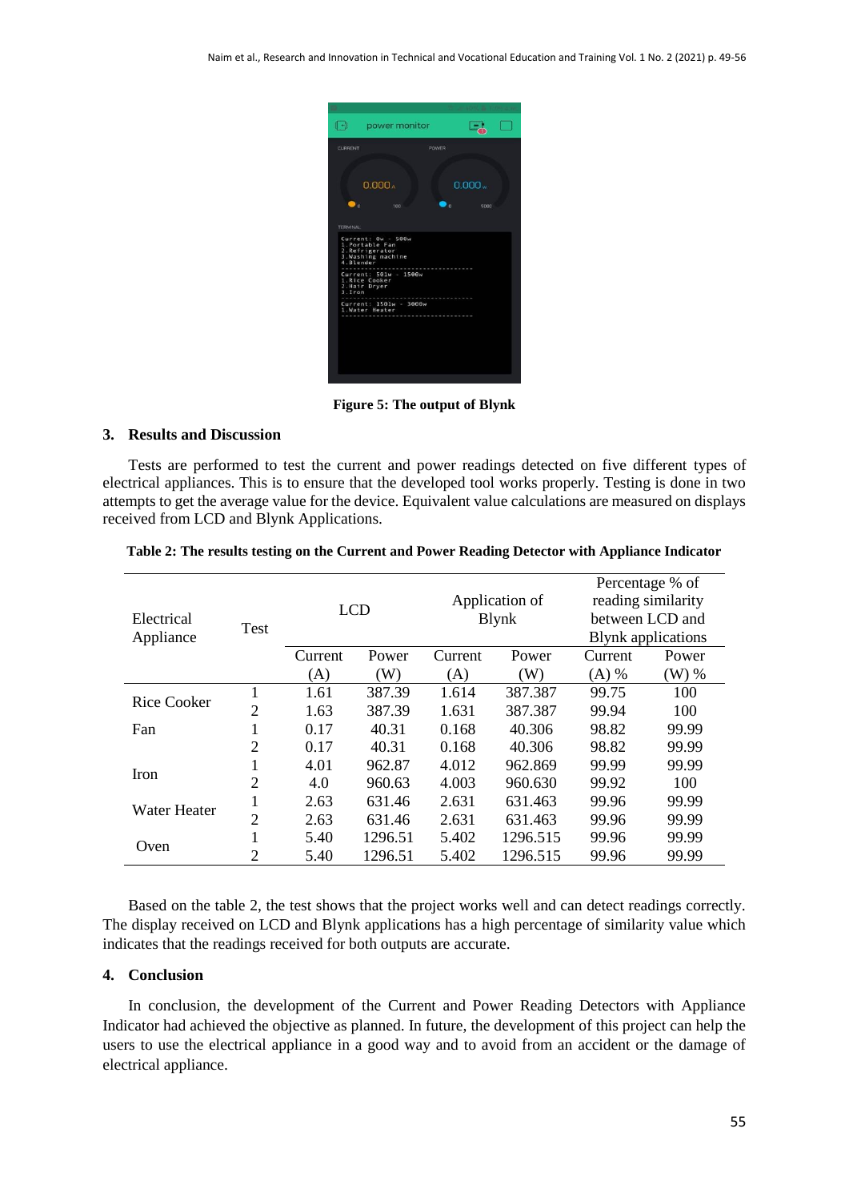Figure 5: The output of Blynk

## 3. Results and Discussion

Tests are performed to test the current and power readings detected on five different types of electrical appliances. This is to ensure that the developed tool works properly. Testing is done in two attempts to get the average value for the device. Equivalent value calculations are measured on displays received from LCD and Blynk Applications.

**Table 2: The results testing on the Current and Power Reading Detector with Appliance Indicator**

| Electrical Appliance | Test | LCD | | Application of Blynk | | Percentage % of reading similarity between LCD and Blynk applications | |
|---|---|---|---|---|---|---|---|
| | | Current (A) | Power (W) | Current (A) | Power (W) | Current (A) % | Power (W) % |
| Rice Cooker | 1 | 1.61 | 387.39 | 1.614 | 387.387 | 99.75 | 100 |
| | 2 | 1.63 | 387.39 | 1.631 | 387.387 | 99.94 | 100 |
| Fan | 1 | 0.17 | 40.31 | 0.168 | 40.306 | 98.82 | 99.99 |
| | 2 | 0.17 | 40.31 | 0.168 | 40.306 | 98.82 | 99.99 |
| Iron | 1 | 4.01 | 962.87 | 4.012 | 962.869 | 99.99 | 99.99 |
| | 2 | 4.0 | 960.63 | 4.003 | 960.630 | 99.92 | 100 |
| Water Heater | 1 | 2.63 | 631.46 | 2.631 | 631.463 | 99.96 | 99.99 |
| | 2 | 2.63 | 631.46 | 2.631 | 631.463 | 99.96 | 99.99 |
| Oven | 1 | 5.40 | 1296.51 | 5.402 | 1296.515 | 99.96 | 99.99 |
| | 2 | 5.40 | 1296.51 | 5.402 | 1296.515 | 99.96 | 99.99 |

Based on the table 2, the test shows that the project works well and can detect readings correctly. The display received on LCD and Blynk applications has a high percentage of similarity value which indicates that the readings received for both outputs are accurate.

## 4. Conclusion

In conclusion, the development of the Current and Power Reading Detectors with Appliance Indicator had achieved the objective as planned. In future, the development of this project can help the users to use the electrical appliance in a good way and to avoid from an accident or the damage of electrical appliance.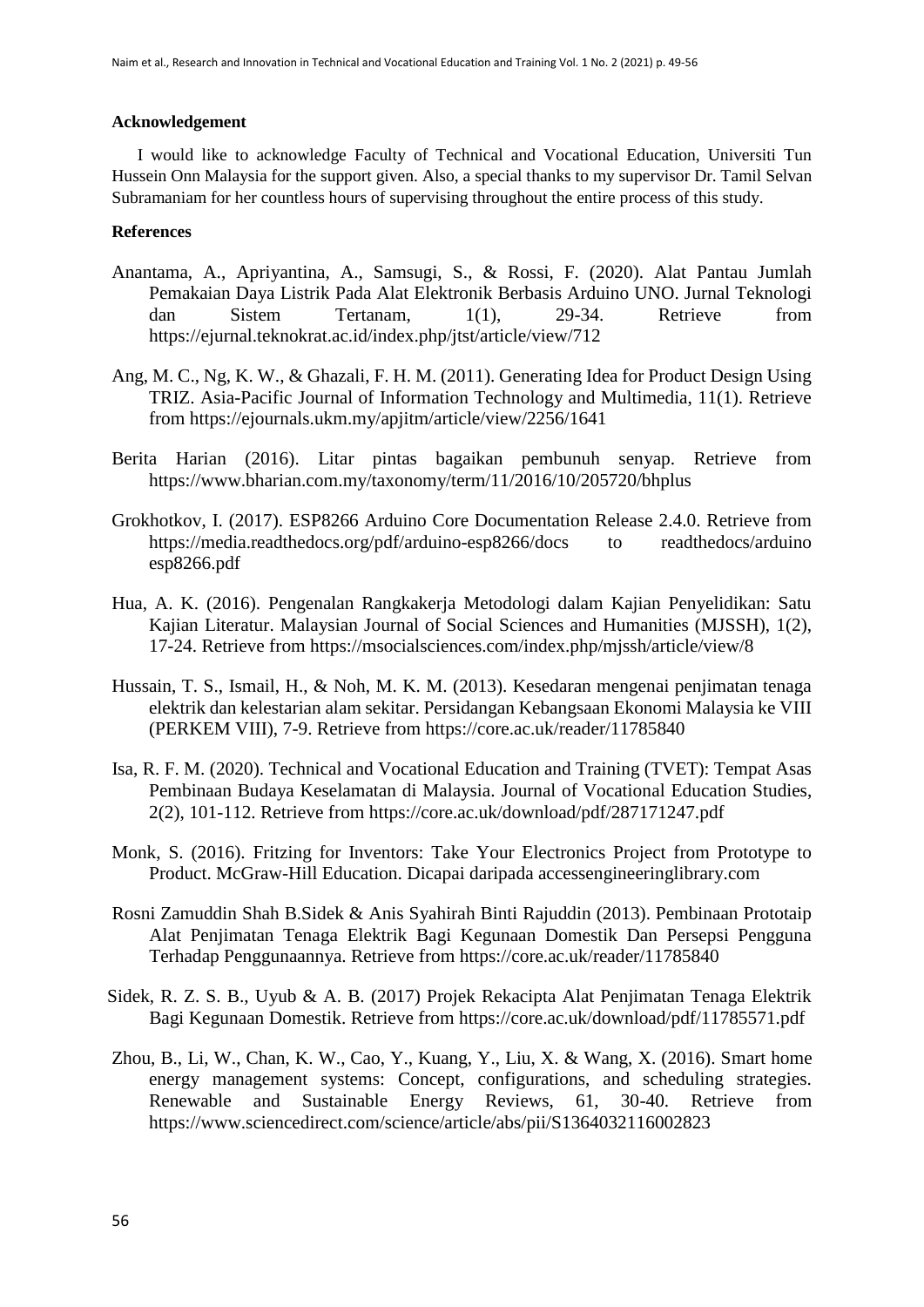**Acknowledgement**

I would like to acknowledge Faculty of Technical and Vocational Education, Universiti Tun Hussein Onn Malaysia for the support given. Also, a special thanks to my supervisor Dr. Tamil Selvan Subramaniam for her countless hours of supervising throughout the entire process of this study.

**References**

Anantama, A., Apriyantina, A., Samsugi, S., & Rossi, F. (2020). Alat Pantau Jumlah Pemakaian Daya Listrik Pada Alat Elektronik Berbasis Arduino UNO. Jurnal Teknologi dan Sistem Tertanam, 1(1), 29-34. Retrieve from https://ejurnal.teknokrat.ac.id/index.php/jtst/article/view/712

Ang, M. C., Ng, K. W., & Ghazali, F. H. M. (2011). Generating Idea for Product Design Using TRIZ. Asia-Pacific Journal of Information Technology and Multimedia, 11(1). Retrieve from https://ejournals.ukm.my/apjitm/article/view/2256/1641

Berita Harian (2016). Litar pintas bagaikan pembunuh senyap. Retrieve from https://www.bharian.com.my/taxonomy/term/11/2016/10/205720/bhplus

Grokhotkov, I. (2017). ESP8266 Arduino Core Documentation Release 2.4.0. Retrieve from https://media.readthedocs.org/pdf/arduino-esp8266/docs to readthedocs/arduino esp8266.pdf

Hua, A. K. (2016). Pengenalan Rangkakerja Metodologi dalam Kajian Penyelidikan: Satu Kajian Literatur. Malaysian Journal of Social Sciences and Humanities (MJSSH), 1(2), 17-24. Retrieve from https://msocialsciences.com/index.php/mjssh/article/view/8

Hussain, T. S., Ismail, H., & Noh, M. K. M. (2013). Kesedaran mengenai penjimatan tenaga elektrik dan kelestarian alam sekitar. Persidangan Kebangsaan Ekonomi Malaysia ke VIII (PERKEM VIII), 7-9. Retrieve from https://core.ac.uk/reader/11785840

Isa, R. F. M. (2020). Technical and Vocational Education and Training (TVET): Tempat Asas Pembinaan Budaya Keselamatan di Malaysia. Journal of Vocational Education Studies, 2(2), 101-112. Retrieve from https://core.ac.uk/download/pdf/287171247.pdf

Monk, S. (2016). Fritzing for Inventors: Take Your Electronics Project from Prototype to Product. McGraw-Hill Education. Dicapai daripada accessengineeringlibrary.com

Rosni Zamuddin Shah B.Sidek & Anis Syahirah Binti Rajuddin (2013). Pembinaan Prototaip Alat Penjimatan Tenaga Elektrik Bagi Kegunaan Domestik Dan Persepsi Pengguna Terhadap Penggunaannya. Retrieve from https://core.ac.uk/reader/11785840

Sidek, R. Z. S. B., Uyub & A. B. (2017) Projek Rekacipta Alat Penjimatan Tenaga Elektrik Bagi Kegunaan Domestik. Retrieve from https://core.ac.uk/download/pdf/11785571.pdf

Zhou, B., Li, W., Chan, K. W., Cao, Y., Kuang, Y., Liu, X. & Wang, X. (2016). Smart home energy management systems: Concept, configurations, and scheduling strategies. Renewable and Sustainable Energy Reviews, 61, 30-40. Retrieve from https://www.sciencedirect.com/science/article/abs/pii/S1364032116002823